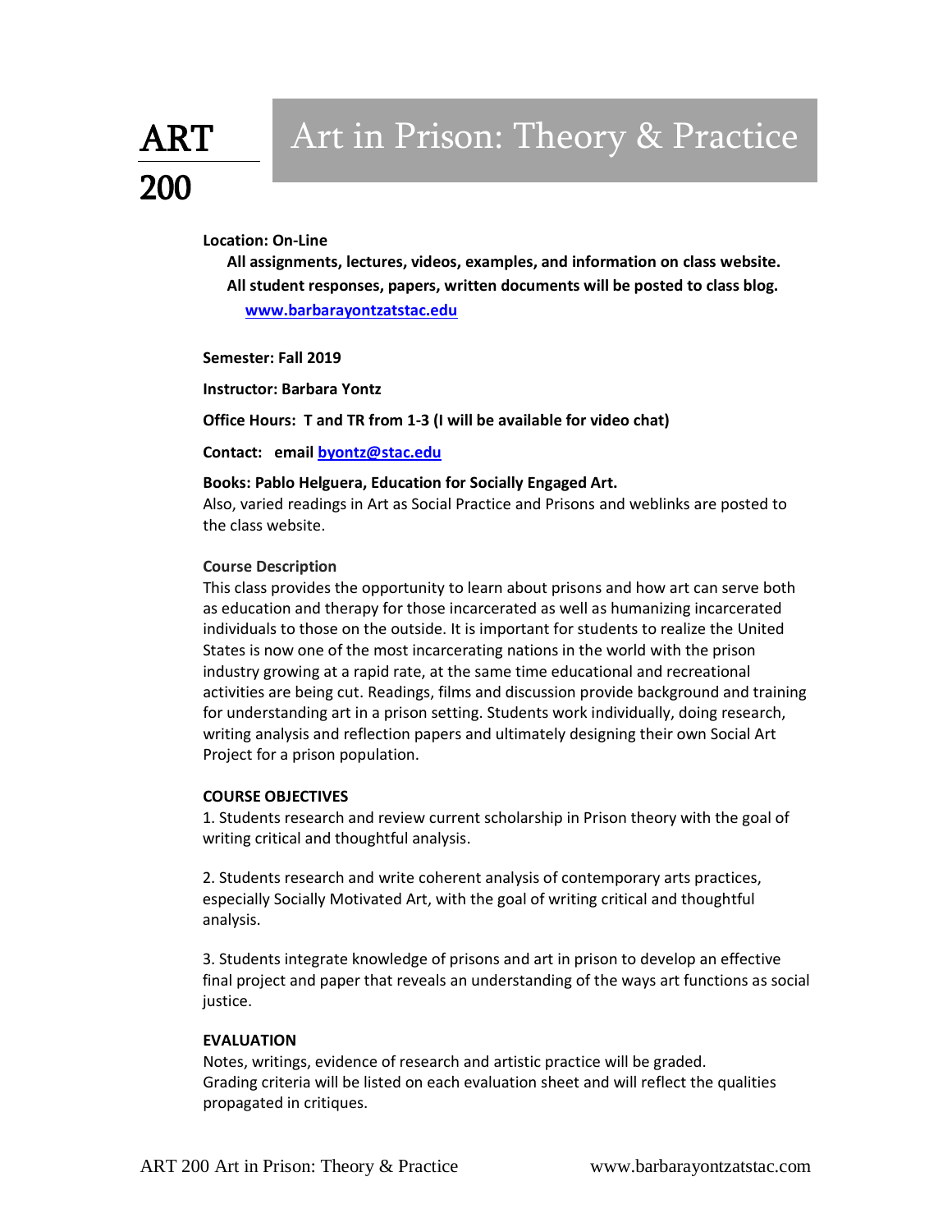# ART 200

## Art in Prison: Theory & Practice

**Location: On-Line**

**All assignments, lectures, videos, examples, and information on class website.**
**All student responses, papers, written documents will be posted to class blog.**
**www.barbarayontzatstac.edu**

**Semester: Fall 2019**

**Instructor: Barbara Yontz**

**Office Hours: T and TR from 1-3 (I will be available for video chat)**

**Contact: email byontz@stac.edu**

**Books: Pablo Helguera, Education for Socially Engaged Art.**
Also, varied readings in Art as Social Practice and Prisons and weblinks are posted to the class website.

**Course Description**

This class provides the opportunity to learn about prisons and how art can serve both as education and therapy for those incarcerated as well as humanizing incarcerated individuals to those on the outside. It is important for students to realize the United States is now one of the most incarcerating nations in the world with the prison industry growing at a rapid rate, at the same time educational and recreational activities are being cut. Readings, films and discussion provide background and training for understanding art in a prison setting. Students work individually, doing research, writing analysis and reflection papers and ultimately designing their own Social Art Project for a prison population.

**COURSE OBJECTIVES**

1. Students research and review current scholarship in Prison theory with the goal of writing critical and thoughtful analysis.

2. Students research and write coherent analysis of contemporary arts practices, especially Socially Motivated Art, with the goal of writing critical and thoughtful analysis.

3. Students integrate knowledge of prisons and art in prison to develop an effective final project and paper that reveals an understanding of the ways art functions as social justice.

**EVALUATION**

Notes, writings, evidence of research and artistic practice will be graded.
Grading criteria will be listed on each evaluation sheet and will reflect the qualities propagated in critiques.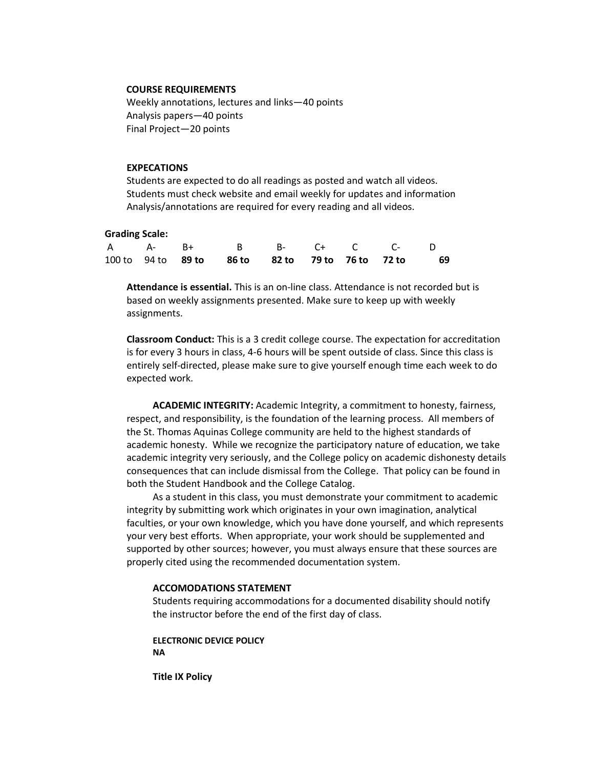**COURSE REQUIREMENTS**

Weekly annotations, lectures and links—40 points
Analysis papers—40 points
Final Project—20 points

**EXPECATIONS**

Students are expected to do all readings as posted and watch all videos.
Students must check website and email weekly for updates and information
Analysis/annotations are required for every reading and all videos.

**Grading Scale:**

| A | A- | B+ | B | B- | C+ | C | C- | D |
|---|---|---|---|---|---|---|---|---|
| 100 to | 94 to | **89 to** | **86 to** | **82 to** | **79 to** | **76 to** | **72 to** | **69** |

**Attendance is essential.** This is an on-line class. Attendance is not recorded but is based on weekly assignments presented. Make sure to keep up with weekly assignments.

**Classroom Conduct:** This is a 3 credit college course. The expectation for accreditation is for every 3 hours in class, 4-6 hours will be spent outside of class. Since this class is entirely self-directed, please make sure to give yourself enough time each week to do expected work.

**ACADEMIC INTEGRITY:** Academic Integrity, a commitment to honesty, fairness, respect, and responsibility, is the foundation of the learning process. All members of the St. Thomas Aquinas College community are held to the highest standards of academic honesty. While we recognize the participatory nature of education, we take academic integrity very seriously, and the College policy on academic dishonesty details consequences that can include dismissal from the College. That policy can be found in both the Student Handbook and the College Catalog.

As a student in this class, you must demonstrate your commitment to academic integrity by submitting work which originates in your own imagination, analytical faculties, or your own knowledge, which you have done yourself, and which represents your very best efforts. When appropriate, your work should be supplemented and supported by other sources; however, you must always ensure that these sources are properly cited using the recommended documentation system.

**ACCOMODATIONS STATEMENT**

Students requiring accommodations for a documented disability should notify the instructor before the end of the first day of class.

**ELECTRONIC DEVICE POLICY**
**NA**

**Title IX Policy**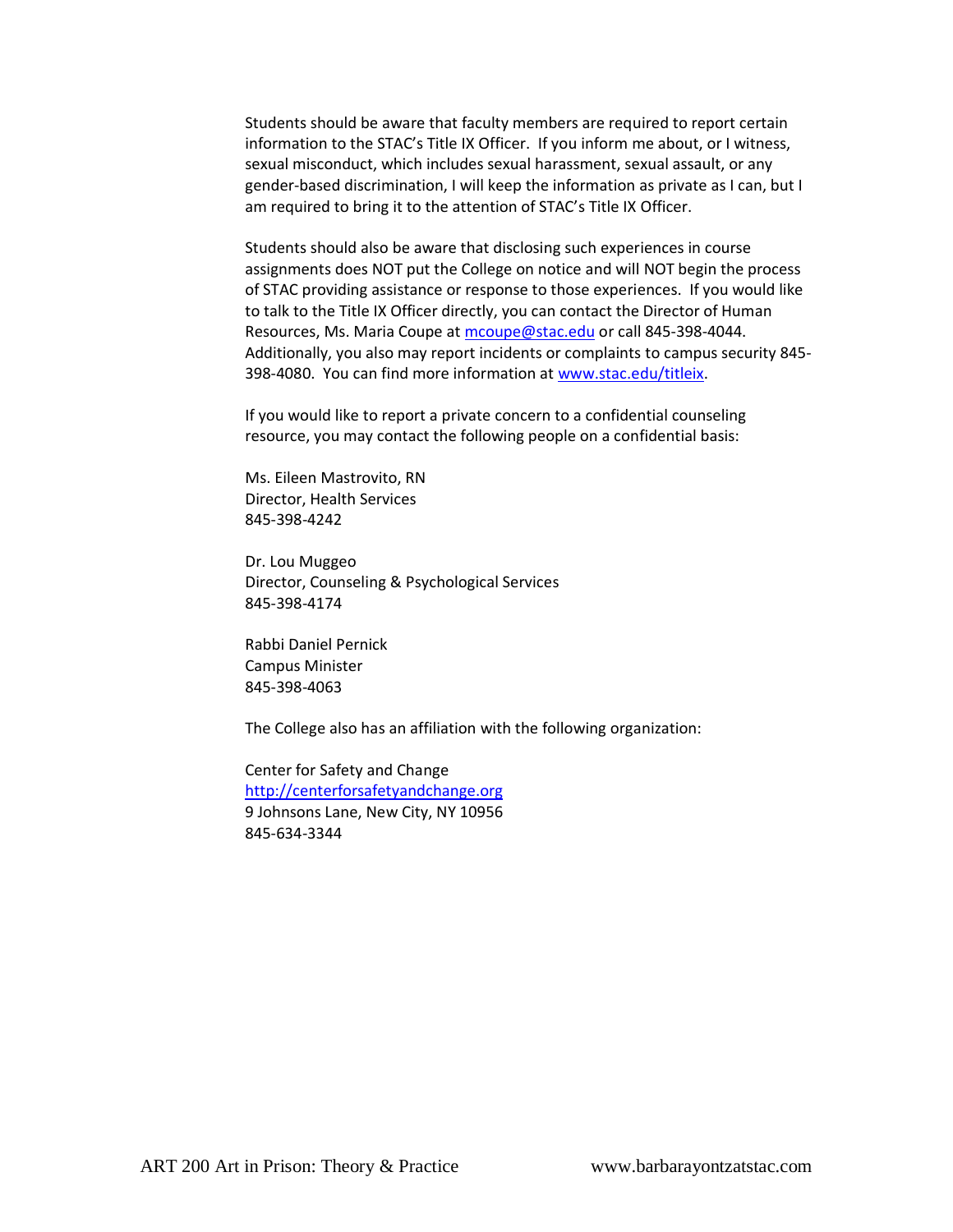Students should be aware that faculty members are required to report certain information to the STAC's Title IX Officer. If you inform me about, or I witness, sexual misconduct, which includes sexual harassment, sexual assault, or any gender-based discrimination, I will keep the information as private as I can, but I am required to bring it to the attention of STAC's Title IX Officer.

Students should also be aware that disclosing such experiences in course assignments does NOT put the College on notice and will NOT begin the process of STAC providing assistance or response to those experiences. If you would like to talk to the Title IX Officer directly, you can contact the Director of Human Resources, Ms. Maria Coupe at mcoupe@stac.edu or call 845-398-4044. Additionally, you also may report incidents or complaints to campus security 845-398-4080. You can find more information at www.stac.edu/titleix.

If you would like to report a private concern to a confidential counseling resource, you may contact the following people on a confidential basis:

Ms. Eileen Mastrovito, RN  
Director, Health Services  
845-398-4242

Dr. Lou Muggeo  
Director, Counseling & Psychological Services  
845-398-4174

Rabbi Daniel Pernick  
Campus Minister  
845-398-4063

The College also has an affiliation with the following organization:

Center for Safety and Change  
http://centerforsafetyandchange.org  
9 Johnsons Lane, New City, NY 10956  
845-634-3344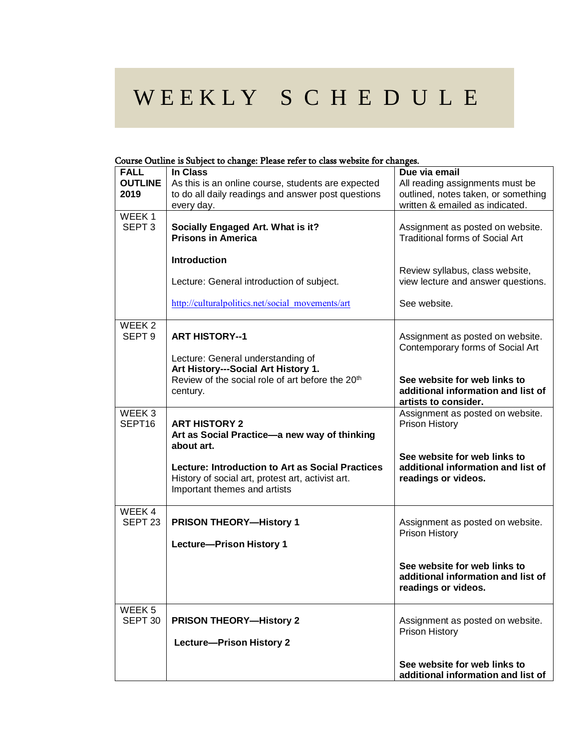# WEEKLY SCHEDULE

Course Outline is Subject to change: Please refer to class website for changes.

| **FALL OUTLINE 2019** | **In Class** As this is an online course, students are expected to do all daily readings and answer post questions every day. | **Due via email** All reading assignments must be outlined, notes taken, or something written & emailed as indicated. |
|---|---|---|
| WEEK 1 SEPT 3 | **Socially Engaged Art. What is it?** **Prisons in America** **Introduction** Lecture: General introduction of subject. http://culturalpolitics.net/social_movements/art | Assignment as posted on website. Traditional forms of Social Art Review syllabus, class website, view lecture and answer questions. See website. |
| WEEK 2 SEPT 9 | **ART HISTORY--1** Lecture: General understanding of **Art History---Social Art History 1.** Review of the social role of art before the 20th century. | Assignment as posted on website. Contemporary forms of Social Art **See website for web links to additional information and list of artists to consider.** |
| WEEK 3 SEPT16 | **ART HISTORY 2** **Art as Social Practice—a new way of thinking about art.** **Lecture: Introduction to Art as Social Practices** History of social art, protest art, activist art. Important themes and artists | Assignment as posted on website. Prison History **See website for web links to additional information and list of readings or videos.** |
| WEEK 4 SEPT 23 | **PRISON THEORY—History 1** **Lecture—Prison History 1** | Assignment as posted on website. Prison History **See website for web links to additional information and list of readings or videos.** |
| WEEK 5 SEPT 30 | **PRISON THEORY—History 2** **Lecture—Prison History 2** | Assignment as posted on website. Prison History **See website for web links to additional information and list of** |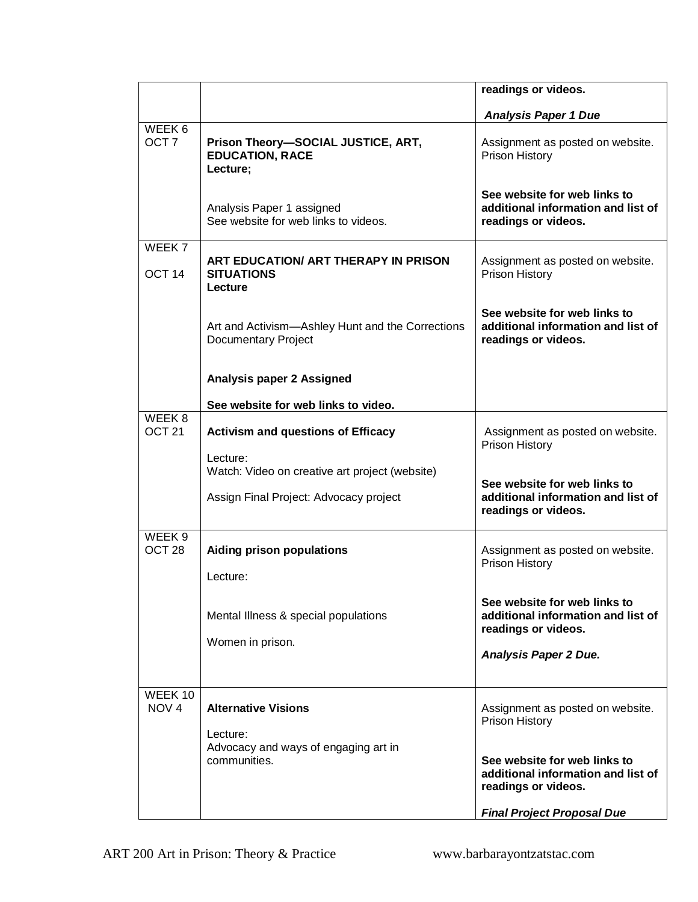| | | |
|---|---|---|
| | | **readings or videos.** <br><br> ***Analysis Paper 1 Due*** |
| WEEK 6<br>OCT 7 | **Prison Theory—SOCIAL JUSTICE, ART, EDUCATION, RACE**<br>**Lecture;**<br><br>Analysis Paper 1 assigned<br>See website for web links to videos. | Assignment as posted on website.<br>Prison History<br><br>**See website for web links to additional information and list of readings or videos.** |
| WEEK 7<br><br>OCT 14 | **ART EDUCATION/ ART THERAPY IN PRISON SITUATIONS**<br>**Lecture**<br><br>Art and Activism—Ashley Hunt and the Corrections Documentary Project<br><br>**Analysis paper 2 Assigned**<br><br>**See website for web links to video.** | Assignment as posted on website.<br>Prison History<br><br>**See website for web links to additional information and list of readings or videos.** |
| WEEK 8<br>OCT 21 | **Activism and questions of Efficacy**<br><br>Lecture:<br>Watch: Video on creative art project (website)<br><br>Assign Final Project: Advocacy project | Assignment as posted on website.<br>Prison History<br><br>**See website for web links to additional information and list of readings or videos.** |
| WEEK 9<br>OCT 28 | **Aiding prison populations**<br><br>Lecture:<br><br>Mental Illness & special populations<br><br>Women in prison. | Assignment as posted on website.<br>Prison History<br><br>**See website for web links to additional information and list of readings or videos.**<br><br>***Analysis Paper 2 Due.*** |
| WEEK 10<br>NOV 4 | **Alternative Visions**<br><br>Lecture:<br>Advocacy and ways of engaging art in communities. | Assignment as posted on website.<br>Prison History<br><br>**See website for web links to additional information and list of readings or videos.**<br><br>***Final Project Proposal Due*** |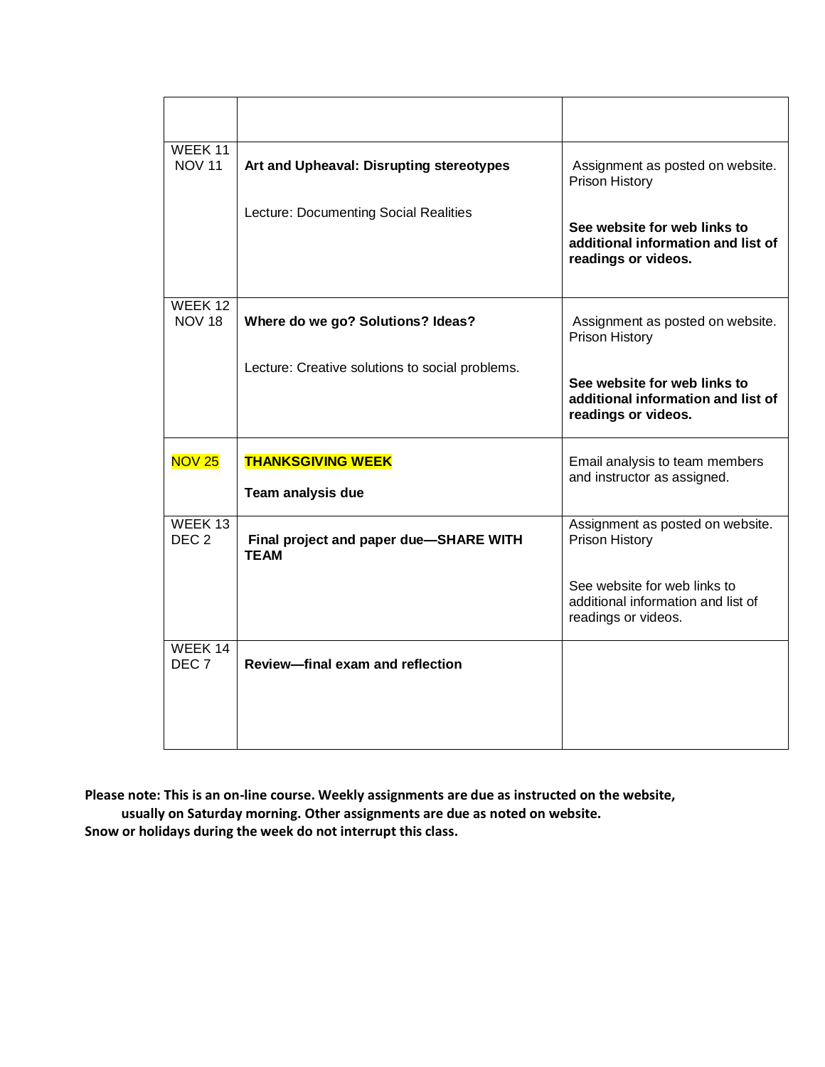| | | |
|---|---|---|
| | | |
| WEEK 11<br>NOV 11 | **Art and Upheaval: Disrupting stereotypes**<br><br>Lecture: Documenting Social Realities | Assignment as posted on website. Prison History<br><br>**See website for web links to additional information and list of readings or videos.** |
| WEEK 12<br>NOV 18 | **Where do we go? Solutions? Ideas?**<br><br>Lecture: Creative solutions to social problems. | Assignment as posted on website. Prison History<br><br>**See website for web links to additional information and list of readings or videos.** |
| NOV 25 | **THANKSGIVING WEEK**<br><br>**Team analysis due** | Email analysis to team members and instructor as assigned. |
| WEEK 13<br>DEC 2 | **Final project and paper due—SHARE WITH TEAM** | Assignment as posted on website. Prison History<br><br>See website for web links to additional information and list of readings or videos. |
| WEEK 14<br>DEC 7 | **Review—final exam and reflection** | |

**Please note: This is an on-line course. Weekly assignments are due as instructed on the website, usually on Saturday morning. Other assignments are due as noted on website.**
**Snow or holidays during the week do not interrupt this class.**